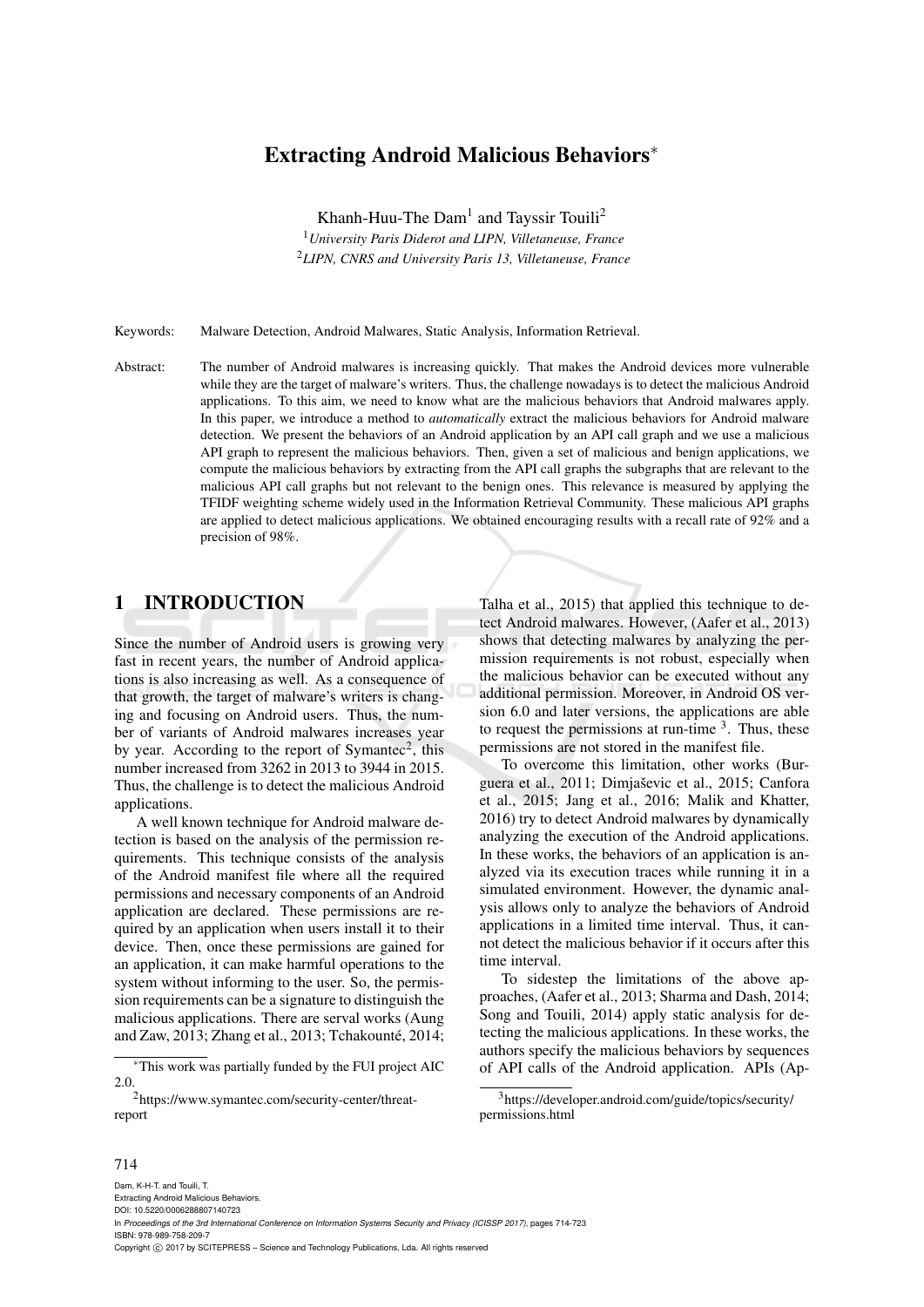# Extracting Android Malicious Behaviors*

Khanh-Huu-The Dam[1] and Tayssir Touili[2]

[1] *University Paris Diderot and LIPN, Villetaneuse, France*
[2] *LIPN, CNRS and University Paris 13, Villetaneuse, France*

Keywords: Malware Detection, Android Malwares, Static Analysis, Information Retrieval.

Abstract: The number of Android malwares is increasing quickly. That makes the Android devices more vulnerable while they are the target of malware's writers. Thus, the challenge nowadays is to detect the malicious Android applications. To this aim, we need to know what are the malicious behaviors that Android malwares apply. In this paper, we introduce a method to *automatically* extract the malicious behaviors for Android malware detection. We present the behaviors of an Android application by an API call graph and we use a malicious API graph to represent the malicious behaviors. Then, given a set of malicious and benign applications, we compute the malicious behaviors by extracting from the API call graphs the subgraphs that are relevant to the malicious API call graphs but not relevant to the benign ones. This relevance is measured by applying the TFIDF weighting scheme widely used in the Information Retrieval Community. These malicious API graphs are applied to detect malicious applications. We obtained encouraging results with a recall rate of 92% and a precision of 98%.

## 1 INTRODUCTION

Since the number of Android users is growing very fast in recent years, the number of Android applications is also increasing as well. As a consequence of that growth, the target of malware's writers is changing and focusing on Android users. Thus, the number of variants of Android malwares increases year by year. According to the report of Symantec[2], this number increased from 3262 in 2013 to 3944 in 2015. Thus, the challenge is to detect the malicious Android applications.

A well known technique for Android malware detection is based on the analysis of the permission requirements. This technique consists of the analysis of the Android manifest file where all the required permissions and necessary components of an Android application are declared. These permissions are required by an application when users install it to their device. Then, once these permissions are gained for an application, it can make harmful operations to the system without informing to the user. So, the permission requirements can be a signature to distinguish the malicious applications. There are serval works (Aung and Zaw, 2013; Zhang et al., 2013; Tchakounté, 2014; Talha et al., 2015) that applied this technique to detect Android malwares. However, (Aafer et al., 2013) shows that detecting malwares by analyzing the permission requirements is not robust, especially when the malicious behavior can be executed without any additional permission. Moreover, in Android OS version 6.0 and later versions, the applications are able to request the permissions at run-time [3]. Thus, these permissions are not stored in the manifest file.

To overcome this limitation, other works (Burguera et al., 2011; Dimjaševic et al., 2015; Canfora et al., 2015; Jang et al., 2016; Malik and Khatter, 2016) try to detect Android malwares by dynamically analyzing the execution of the Android applications. In these works, the behaviors of an application is analyzed via its execution traces while running it in a simulated environment. However, the dynamic analysis allows only to analyze the behaviors of Android applications in a limited time interval. Thus, it cannot detect the malicious behavior if it occurs after this time interval.

To sidestep the limitations of the above approaches, (Aafer et al., 2013; Sharma and Dash, 2014; Song and Touili, 2014) apply static analysis for detecting the malicious applications. In these works, the authors specify the malicious behaviors by sequences of API calls of the Android application. APIs (Ap-

*This work was partially funded by the FUI project AIC 2.0.

[2] https://www.symantec.com/security-center/threat-report

[3] https://developer.android.com/guide/topics/security/permissions.html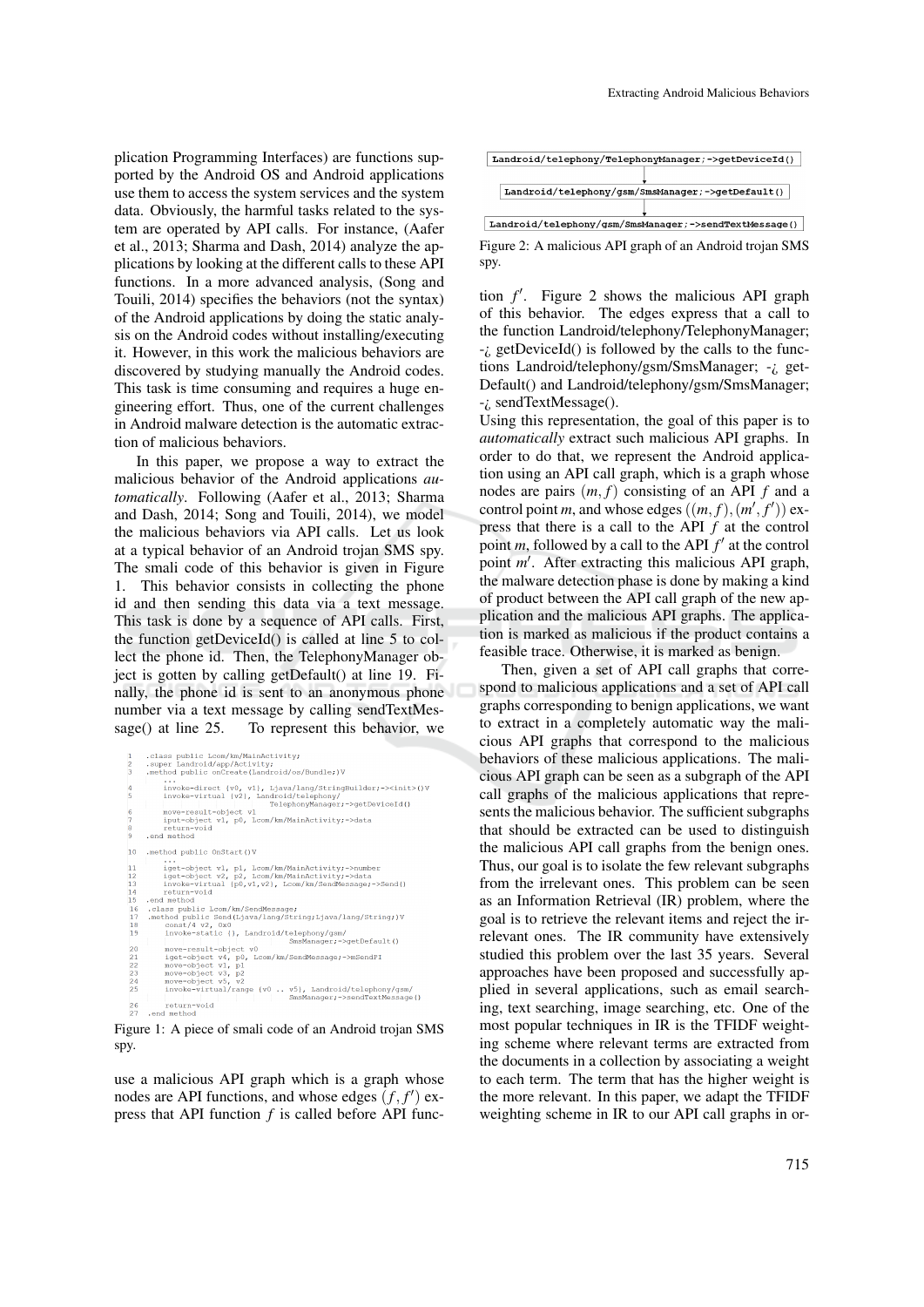plication Programming Interfaces) are functions supported by the Android OS and Android applications use them to access the system services and the system data. Obviously, the harmful tasks related to the system are operated by API calls. For instance, (Aafer et al., 2013; Sharma and Dash, 2014) analyze the applications by looking at the different calls to these API functions. In a more advanced analysis, (Song and Touili, 2014) specifies the behaviors (not the syntax) of the Android applications by doing the static analysis on the Android codes without installing/executing it. However, in this work the malicious behaviors are discovered by studying manually the Android codes. This task is time consuming and requires a huge engineering effort. Thus, one of the current challenges in Android malware detection is the automatic extraction of malicious behaviors.

In this paper, we propose a way to extract the malicious behavior of the Android applications *automatically*. Following (Aafer et al., 2013; Sharma and Dash, 2014; Song and Touili, 2014), we model the malicious behaviors via API calls. Let us look at a typical behavior of an Android trojan SMS spy. The smali code of this behavior is given in Figure 1. This behavior consists in collecting the phone id and then sending this data via a text message. This task is done by a sequence of API calls. First, the function getDeviceId() is called at line 5 to collect the phone id. Then, the TelephonyManager object is gotten by calling getDefault() at line 19. Finally, the phone id is sent to an anonymous phone number via a text message by calling sendTextMessage() at line 25. To represent this behavior, we

```
1   .class public Lcom/km/MainActivity;
2   .super Landroid/app/Activity;
3   .method public onCreate(Landroid/os/Bundle;)V
        ...
4       invoke-direct {v0, v1}, Ljava/lang/StringBuilder;-><init>()V
5       invoke-virtual {v2}, Landroid/telephony/
                              TelephonyManager;->getDeviceId()
6       move-result-object v1
7       iput-object v1, p0, Lcom/km/MainActivity;->data
8       return-void
9   .end method

10  .method public OnStart()V
        ...
11      iget-object v1, p1, Lcom/km/MainActivity;->number
12      iget-object v2, p2, Lcom/km/MainActivity;->data
13      invoke-virtual {p0,v1,v2}, Lcom/km/SendMessage;->Send()
14      return-void
15  .end method
16  .class public Lcom/km/SendMessage;
17  .method public Send(Ljava/lang/String;Ljava/lang/String;)V
18      const/4 v2, 0x0
19      invoke-static {}, Landroid/telephony/gsm/
                              SmsManager;->getDefault()
20      move-result-object v0
21      iget-object v4, p0, Lcom/km/SendMessage;->mSendPI
22      move-object v1, p1
23      move-object v3, p2
24      move-object v5, v2
25      invoke-virtual/range {v0 .. v5}, Landroid/telephony/gsm/
                              SmsManager;->sendTextMessage()
26      return-void
27  .end method
```

Figure 1: A piece of smali code of an Android trojan SMS spy.

use a malicious API graph which is a graph whose nodes are API functions, and whose edges $(f, f')$ express that API function $f$ is called before API function $f'$. Figure 2 shows the malicious API graph of this behavior. The edges express that a call to the function Landroid/telephony/TelephonyManager; -¿ getDeviceId() is followed by the calls to the functions Landroid/telephony/gsm/SmsManager; -¿ getDefault() and Landroid/telephony/gsm/SmsManager; -¿ sendTextMessage().

```
Landroid/telephony/TelephonyManager;->getDeviceId()
                    |
                    v
Landroid/telephony/gsm/SmsManager;->getDefault()
                    |
                    v
Landroid/telephony/gsm/SmsManager;->sendTextMessage()
```

Figure 2: A malicious API graph of an Android trojan SMS spy.

Using this representation, the goal of this paper is to *automatically* extract such malicious API graphs. In order to do that, we represent the Android application using an API call graph, which is a graph whose nodes are pairs $(m, f)$ consisting of an API $f$ and a control point $m$, and whose edges $((m, f), (m', f'))$ express that there is a call to the API $f$ at the control point $m$, followed by a call to the API $f'$ at the control point $m'$. After extracting this malicious API graph, the malware detection phase is done by making a kind of product between the API call graph of the new application and the malicious API graphs. The application is marked as malicious if the product contains a feasible trace. Otherwise, it is marked as benign.

Then, given a set of API call graphs that correspond to malicious applications and a set of API call graphs corresponding to benign applications, we want to extract in a completely automatic way the malicious API graphs that correspond to the malicious behaviors of these malicious applications. The malicious API graph can be seen as a subgraph of the API call graphs of the malicious applications that represents the malicious behavior. The sufficient subgraphs that should be extracted can be used to distinguish the malicious API call graphs from the benign ones. Thus, our goal is to isolate the few relevant subgraphs from the irrelevant ones. This problem can be seen as an Information Retrieval (IR) problem, where the goal is to retrieve the relevant items and reject the irrelevant ones. The IR community have extensively studied this problem over the last 35 years. Several approaches have been proposed and successfully applied in several applications, such as email searching, text searching, image searching, etc. One of the most popular techniques in IR is the TFIDF weighting scheme where relevant terms are extracted from the documents in a collection by associating a weight to each term. The term that has the higher weight is the more relevant. In this paper, we adapt the TFIDF weighting scheme in IR to our API call graphs in or-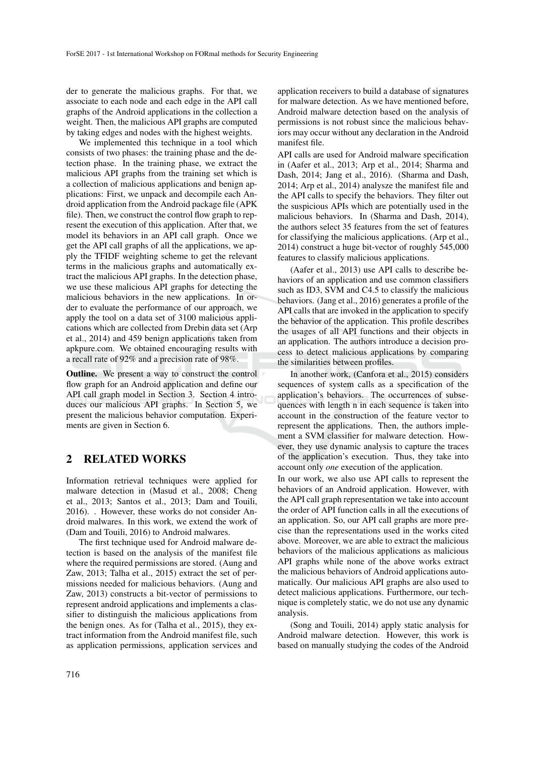der to generate the malicious graphs. For that, we associate to each node and each edge in the API call graphs of the Android applications in the collection a weight. Then, the malicious API graphs are computed by taking edges and nodes with the highest weights.

We implemented this technique in a tool which consists of two phases: the training phase and the detection phase. In the training phase, we extract the malicious API graphs from the training set which is a collection of malicious applications and benign applications: First, we unpack and decompile each Android application from the Android package file (APK file). Then, we construct the control flow graph to represent the execution of this application. After that, we model its behaviors in an API call graph. Once we get the API call graphs of all the applications, we apply the TFIDF weighting scheme to get the relevant terms in the malicious graphs and automatically extract the malicious API graphs. In the detection phase, we use these malicious API graphs for detecting the malicious behaviors in the new applications. In order to evaluate the performance of our approach, we apply the tool on a data set of 3100 malicious applications which are collected from Drebin data set (Arp et al., 2014) and 459 benign applications taken from apkpure.com. We obtained encouraging results with a recall rate of 92% and a precision rate of 98%.

**Outline.** We present a way to construct the control flow graph for an Android application and define our API call graph model in Section 3. Section 4 introduces our malicious API graphs. In Section 5, we present the malicious behavior computation. Experiments are given in Section 6.

## 2 RELATED WORKS

Information retrieval techniques were applied for malware detection in (Masud et al., 2008; Cheng et al., 2013; Santos et al., 2013; Dam and Touili, 2016). . However, these works do not consider Android malwares. In this work, we extend the work of (Dam and Touili, 2016) to Android malwares.

The first technique used for Android malware detection is based on the analysis of the manifest file where the required permissions are stored. (Aung and Zaw, 2013; Talha et al., 2015) extract the set of permissions needed for malicious behaviors. (Aung and Zaw, 2013) constructs a bit-vector of permissions to represent android applications and implements a classifier to distinguish the malicious applications from the benign ones. As for (Talha et al., 2015), they extract information from the Android manifest file, such as application permissions, application services and application receivers to build a database of signatures for malware detection. As we have mentioned before, Android malware detection based on the analysis of permissions is not robust since the malicious behaviors may occur without any declaration in the Android manifest file.

API calls are used for Android malware specification in (Aafer et al., 2013; Arp et al., 2014; Sharma and Dash, 2014; Jang et al., 2016). (Sharma and Dash, 2014; Arp et al., 2014) analysze the manifest file and the API calls to specify the behaviors. They filter out the suspicious APIs which are potentially used in the malicious behaviors. In (Sharma and Dash, 2014), the authors select 35 features from the set of features for classifying the malicious applications. (Arp et al., 2014) construct a huge bit-vector of roughly 545,000 features to classify malicious applications.

(Aafer et al., 2013) use API calls to describe behaviors of an application and use common classifiers such as ID3, SVM and C4.5 to classify the malicious behaviors. (Jang et al., 2016) generates a profile of the API calls that are invoked in the application to specify the behavior of the application. This profile describes the usages of all API functions and their objects in an application. The authors introduce a decision process to detect malicious applications by comparing the similarities between profiles.

In another work, (Canfora et al., 2015) considers sequences of system calls as a specification of the application's behaviors. The occurrences of subsequences with length n in each sequence is taken into account in the construction of the feature vector to represent the applications. Then, the authors implement a SVM classifier for malware detection. However, they use dynamic analysis to capture the traces of the application's execution. Thus, they take into account only *one* execution of the application.

In our work, we also use API calls to represent the behaviors of an Android application. However, with the API call graph representation we take into account the order of API function calls in all the executions of an application. So, our API call graphs are more precise than the representations used in the works cited above. Moreover, we are able to extract the malicious behaviors of the malicious applications as malicious API graphs while none of the above works extract the malicious behaviors of Android applications automatically. Our malicious API graphs are also used to detect malicious applications. Furthermore, our technique is completely static, we do not use any dynamic analysis.

(Song and Touili, 2014) apply static analysis for Android malware detection. However, this work is based on manually studying the codes of the Android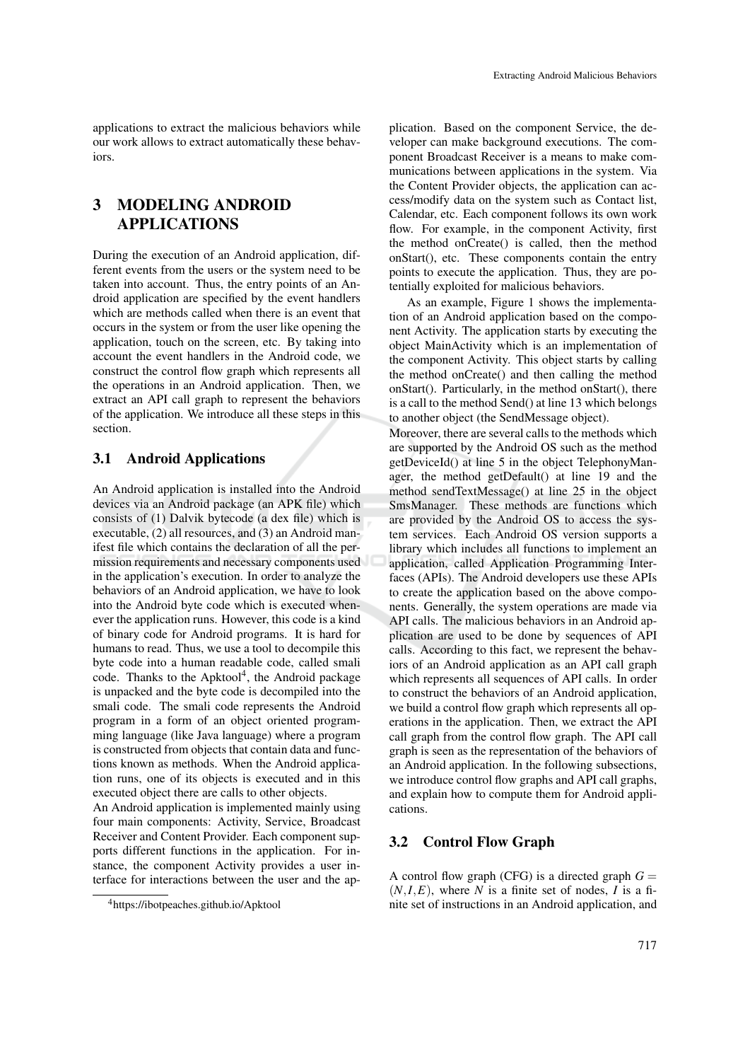applications to extract the malicious behaviors while our work allows to extract automatically these behaviors.

# 3 MODELING ANDROID APPLICATIONS

During the execution of an Android application, different events from the users or the system need to be taken into account. Thus, the entry points of an Android application are specified by the event handlers which are methods called when there is an event that occurs in the system or from the user like opening the application, touch on the screen, etc. By taking into account the event handlers in the Android code, we construct the control flow graph which represents all the operations in an Android application. Then, we extract an API call graph to represent the behaviors of the application. We introduce all these steps in this section.

## 3.1 Android Applications

An Android application is installed into the Android devices via an Android package (an APK file) which consists of (1) Dalvik bytecode (a dex file) which is executable, (2) all resources, and (3) an Android manifest file which contains the declaration of all the permission requirements and necessary components used in the application's execution. In order to analyze the behaviors of an Android application, we have to look into the Android byte code which is executed whenever the application runs. However, this code is a kind of binary code for Android programs. It is hard for humans to read. Thus, we use a tool to decompile this byte code into a human readable code, called smali code. Thanks to the Apktool[4], the Android package is unpacked and the byte code is decompiled into the smali code. The smali code represents the Android program in a form of an object oriented programming language (like Java language) where a program is constructed from objects that contain data and functions known as methods. When the Android application runs, one of its objects is executed and in this executed object there are calls to other objects.

An Android application is implemented mainly using four main components: Activity, Service, Broadcast Receiver and Content Provider. Each component supports different functions in the application. For instance, the component Activity provides a user interface for interactions between the user and the application. Based on the component Service, the developer can make background executions. The component Broadcast Receiver is a means to make communications between applications in the system. Via the Content Provider objects, the application can access/modify data on the system such as Contact list, Calendar, etc. Each component follows its own work flow. For example, in the component Activity, first the method onCreate() is called, then the method onStart(), etc. These components contain the entry points to execute the application. Thus, they are potentially exploited for malicious behaviors.

As an example, Figure 1 shows the implementation of an Android application based on the component Activity. The application starts by executing the object MainActivity which is an implementation of the component Activity. This object starts by calling the method onCreate() and then calling the method onStart(). Particularly, in the method onStart(), there is a call to the method Send() at line 13 which belongs to another object (the SendMessage object).

Moreover, there are several calls to the methods which are supported by the Android OS such as the method getDeviceId() at line 5 in the object TelephonyManager, the method getDefault() at line 19 and the method sendTextMessage() at line 25 in the object SmsManager. These methods are functions which are provided by the Android OS to access the system services. Each Android OS version supports a library which includes all functions to implement an application, called Application Programming Interfaces (APIs). The Android developers use these APIs to create the application based on the above components. Generally, the system operations are made via API calls. The malicious behaviors in an Android application are used to be done by sequences of API calls. According to this fact, we represent the behaviors of an Android application as an API call graph which represents all sequences of API calls. In order to construct the behaviors of an Android application, we build a control flow graph which represents all operations in the application. Then, we extract the API call graph from the control flow graph. The API call graph is seen as the representation of the behaviors of an Android application. In the following subsections, we introduce control flow graphs and API call graphs, and explain how to compute them for Android applications.

## 3.2 Control Flow Graph

A control flow graph (CFG) is a directed graph $G = (N, I, E)$, where $N$ is a finite set of nodes, $I$ is a finite set of instructions in an Android application, and

[4]https://ibotpeaches.github.io/Apktool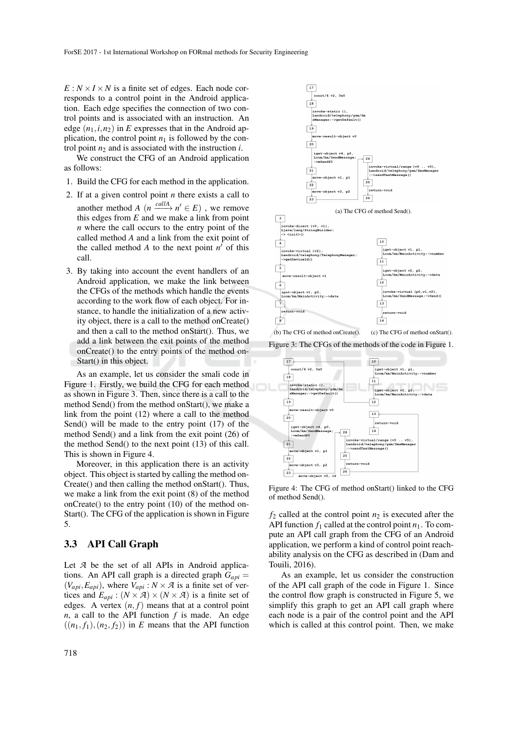$E : N \times I \times N$ is a finite set of edges. Each node corresponds to a control point in the Android application. Each edge specifies the connection of two control points and is associated with an instruction. An edge $(n_1, i, n_2)$ in $E$ expresses that in the Android application, the control point $n_1$ is followed by the control point $n_2$ and is associated with the instruction $i$.

We construct the CFG of an Android application as follows:

1. Build the CFG for each method in the application.
2. If at a given control point $n$ there exists a call to another method $A$ $(n \xrightarrow{callA} n' \in E)$ , we remove this edges from $E$ and we make a link from point $n$ where the call occurs to the entry point of the called method $A$ and a link from the exit point of the called method $A$ to the next point $n'$ of this call.
3. By taking into account the event handlers of an Android application, we make the link between the CFGs of the methods which handle the events according to the work flow of each object. For instance, to handle the initialization of a new activity object, there is a call to the method onCreate() and then a call to the method onStart(). Thus, we add a link between the exit points of the method onCreate() to the entry points of the method onStart() in this object.

As an example, let us consider the smali code in Figure 1. Firstly, we build the CFG for each method as shown in Figure 3. Then, since there is a call to the method Send() from the method onStart(), we make a link from the point (12) where a call to the method Send() will be made to the entry point (17) of the method Send() and a link from the exit point (26) of the method Send() to the next point (13) of this call. This is shown in Figure 4.

Moreover, in this application there is an activity object. This object is started by calling the method onCreate() and then calling the method onStart(). Thus, we make a link from the exit point (8) of the method onCreate() to the entry point (10) of the method onStart(). The CFG of the application is shown in Figure 5.

(a) The CFG of method Send().

(b) The CFG of method onCreate(). (c) The CFG of method onStart().

Figure 3: The CFGs of the methods of the code in Figure 1.

Figure 4: The CFG of method onStart() linked to the CFG of method Send().

## 3.3 API Call Graph

Let $\mathcal{A}$ be the set of all APIs in Android applications. An API call graph is a directed graph $G_{api} = (V_{api}, E_{api})$, where $V_{api} : N \times \mathcal{A}$ is a finite set of vertices and $E_{api} : (N \times \mathcal{A}) \times (N \times \mathcal{A})$ is a finite set of edges. A vertex $(n, f)$ means that at a control point $n$, a call to the API function $f$ is made. An edge $((n_1, f_1), (n_2, f_2))$ in $E$ means that the API function $f_2$ called at the control point $n_2$ is executed after the API function $f_1$ called at the control point $n_1$. To compute an API call graph from the CFG of an Android application, we perform a kind of control point reachability analysis on the CFG as described in (Dam and Touili, 2016).

As an example, let us consider the construction of the API call graph of the code in Figure 1. Since the control flow graph is constructed in Figure 5, we simplify this graph to get an API call graph where each node is a pair of the control point and the API which is called at this control point. Then, we make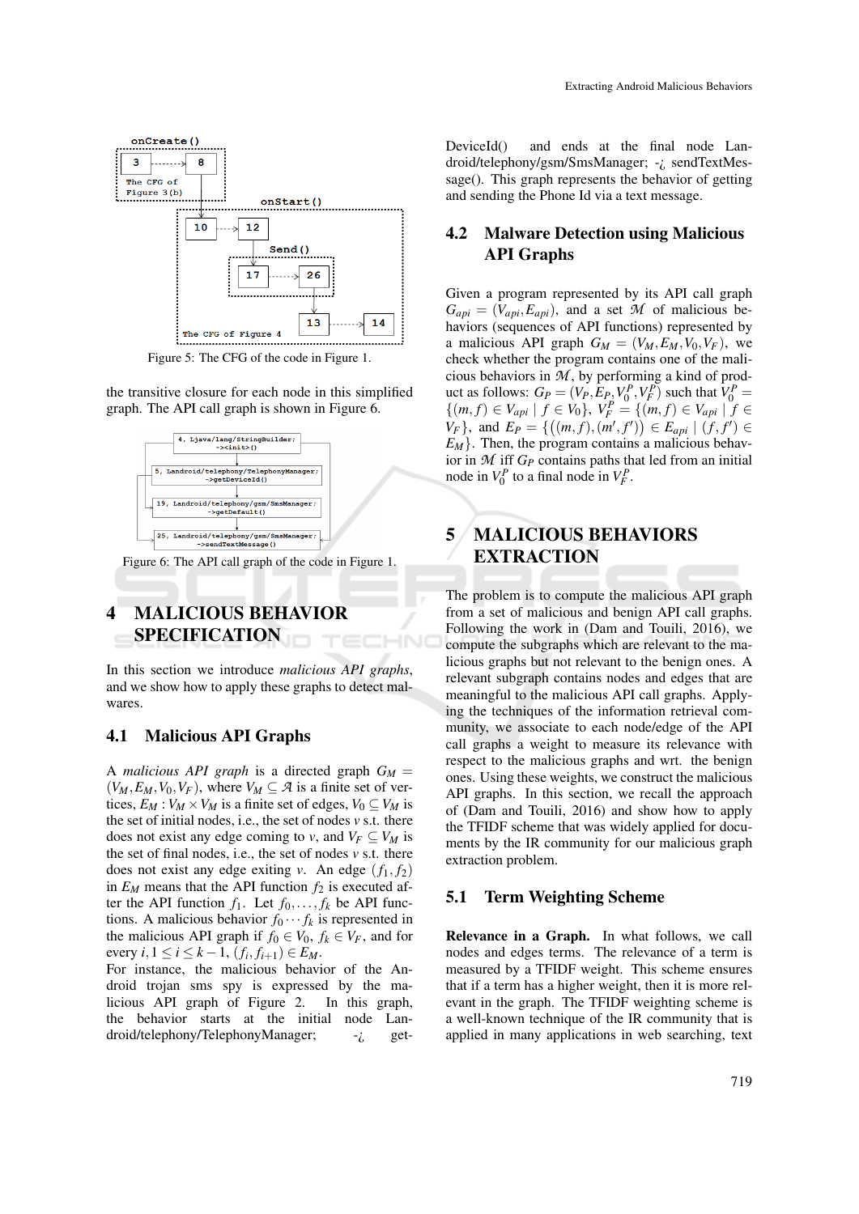Figure 5: The CFG of the code in Figure 1.

the transitive closure for each node in this simplified graph. The API call graph is shown in Figure 6.

Figure 6: The API call graph of the code in Figure 1.

# 4 MALICIOUS BEHAVIOR SPECIFICATION

In this section we introduce *malicious API graphs*, and we show how to apply these graphs to detect malwares.

## 4.1 Malicious API Graphs

A *malicious API graph* is a directed graph $G_M = (V_M, E_M, V_0, V_F)$, where $V_M \subseteq \mathcal{A}$ is a finite set of vertices, $E_M : V_M \times V_M$ is a finite set of edges, $V_0 \subseteq V_M$ is the set of initial nodes, i.e., the set of nodes $v$ s.t. there does not exist any edge coming to $v$, and $V_F \subseteq V_M$ is the set of final nodes, i.e., the set of nodes $v$ s.t. there does not exist any edge exiting $v$. An edge $(f_1, f_2)$ in $E_M$ means that the API function $f_2$ is executed after the API function $f_1$. Let $f_0, \ldots, f_k$ be API functions. A malicious behavior $f_0 \cdots f_k$ is represented in the malicious API graph if $f_0 \in V_0$, $f_k \in V_F$, and for every $i, 1 \leq i \leq k-1$, $(f_i, f_{i+1}) \in E_M$.

For instance, the malicious behavior of the Android trojan sms spy is expressed by the malicious API graph of Figure 2. In this graph, the behavior starts at the initial node Landroid/telephony/TelephonyManager; -¿ getDeviceId() and ends at the final node Landroid/telephony/gsm/SmsManager; -¿ sendTextMessage(). This graph represents the behavior of getting and sending the Phone Id via a text message.

## 4.2 Malware Detection using Malicious API Graphs

Given a program represented by its API call graph $G_{api} = (V_{api}, E_{api})$, and a set $\mathcal{M}$ of malicious behaviors (sequences of API functions) represented by a malicious API graph $G_M = (V_M, E_M, V_0, V_F)$, we check whether the program contains one of the malicious behaviors in $\mathcal{M}$, by performing a kind of product as follows: $G_P = (V_P, E_P, V_0^P, V_F^P)$ such that $V_0^P = \{(m, f) \in V_{api} \mid f \in V_0\}$, $V_F^P = \{(m, f) \in V_{api} \mid f \in V_F\}$, and $E_P = \{\big((m, f), (m', f')\big) \in E_{api} \mid (f, f') \in E_M\}$. Then, the program contains a malicious behavior in $\mathcal{M}$ iff $G_P$ contains paths that led from an initial node in $V_0^P$ to a final node in $V_F^P$.

# 5 MALICIOUS BEHAVIORS EXTRACTION

The problem is to compute the malicious API graph from a set of malicious and benign API call graphs. Following the work in (Dam and Touili, 2016), we compute the subgraphs which are relevant to the malicious graphs but not relevant to the benign ones. A relevant subgraph contains nodes and edges that are meaningful to the malicious API call graphs. Applying the techniques of the information retrieval community, we associate to each node/edge of the API call graphs a weight to measure its relevance with respect to the malicious graphs and wrt. the benign ones. Using these weights, we construct the malicious API graphs. In this section, we recall the approach of (Dam and Touili, 2016) and show how to apply the TFIDF scheme that was widely applied for documents by the IR community for our malicious graph extraction problem.

## 5.1 Term Weighting Scheme

**Relevance in a Graph.** In what follows, we call nodes and edges terms. The relevance of a term is measured by a TFIDF weight. This scheme ensures that if a term has a higher weight, then it is more relevant in the graph. The TFIDF weighting scheme is a well-known technique of the IR community that is applied in many applications in web searching, text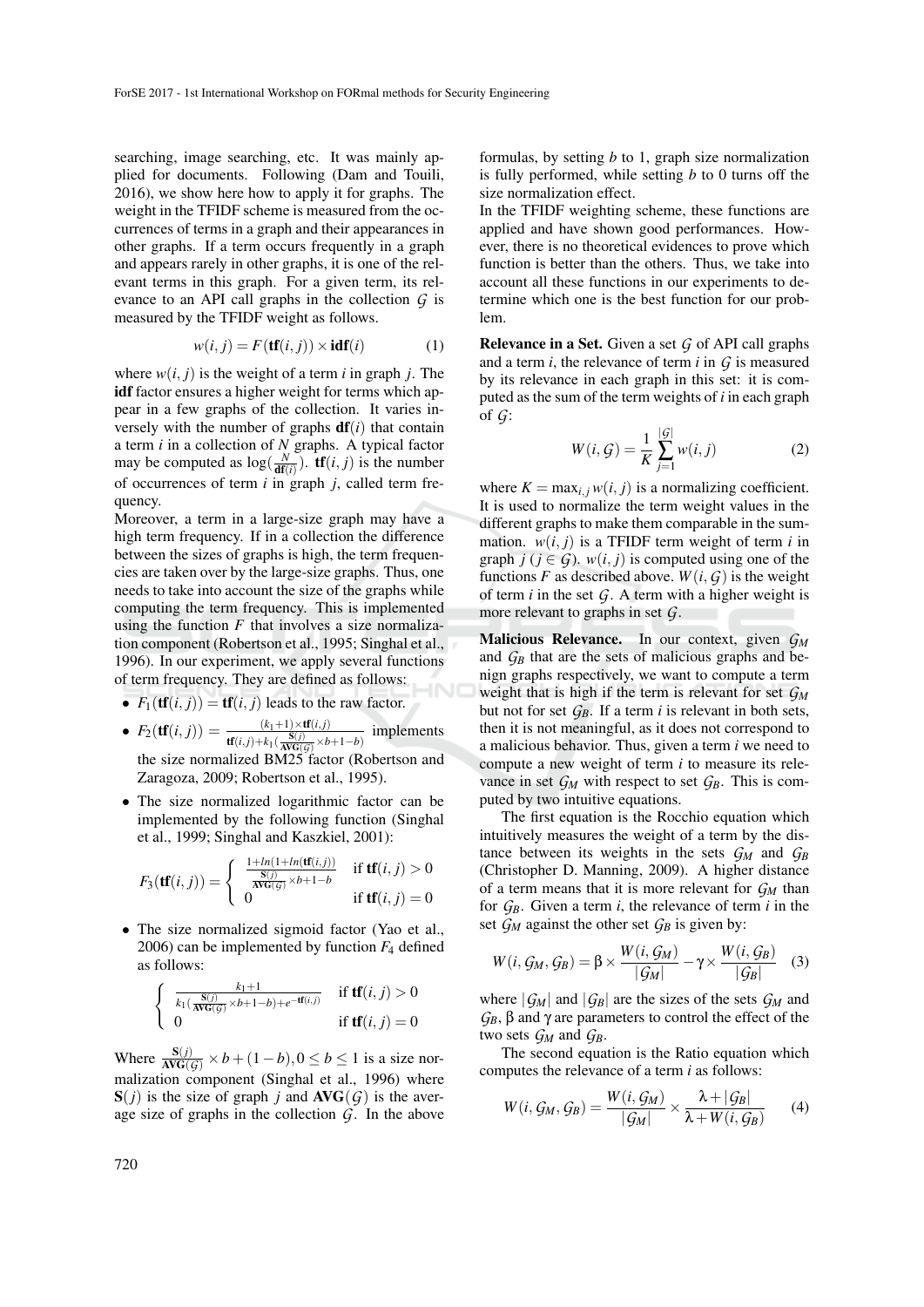searching, image searching, etc. It was mainly applied for documents. Following (Dam and Touili, 2016), we show here how to apply it for graphs. The weight in the TFIDF scheme is measured from the occurrences of terms in a graph and their appearances in other graphs. If a term occurs frequently in a graph and appears rarely in other graphs, it is one of the relevant terms in this graph. For a given term, its relevance to an API call graphs in the collection $\mathcal{G}$ is measured by the TFIDF weight as follows.

$$w(i, j) = F(\mathbf{tf}(i, j)) \times \mathbf{idf}(i) \tag{1}$$

where $w(i, j)$ is the weight of a term $i$ in graph $j$. The **idf** factor ensures a higher weight for terms which appear in a few graphs of the collection. It varies inversely with the number of graphs $\mathbf{df}(i)$ that contain a term $i$ in a collection of $N$ graphs. A typical factor may be computed as $\log(\frac{N}{\mathbf{df}(i)})$. $\mathbf{tf}(i, j)$ is the number of occurrences of term $i$ in graph $j$, called term frequency.

Moreover, a term in a large-size graph may have a high term frequency. If in a collection the difference between the sizes of graphs is high, the term frequencies are taken over by the large-size graphs. Thus, one needs to take into account the size of the graphs while computing the term frequency. This is implemented using the function $F$ that involves a size normalization component (Robertson et al., 1995; Singhal et al., 1996). In our experiment, we apply several functions of term frequency. They are defined as follows:

- $F_1(\mathbf{tf}(i, j)) = \mathbf{tf}(i, j)$ leads to the raw factor.
- $F_2(\mathbf{tf}(i, j)) = \frac{(k_1+1)\times \mathbf{tf}(i,j)}{\mathbf{tf}(i,j)+k_1(\frac{\mathbf{S}(j)}{\mathbf{AVG}(\mathcal{G})}\times b+1-b)}$ implements the size normalized BM25 factor (Robertson and Zaragoza, 2009; Robertson et al., 1995).
- The size normalized logarithmic factor can be implemented by the following function (Singhal et al., 1999; Singhal and Kaszkiel, 2001):

$$F_3(\mathbf{tf}(i, j)) = \begin{cases} \frac{1+ln(1+ln(\mathbf{tf}(i,j)))}{\frac{\mathbf{S}(j)}{\mathbf{AVG}(\mathcal{G})}\times b+1-b} & \text{if } \mathbf{tf}(i,j) > 0 \\ 0 & \text{if } \mathbf{tf}(i,j) = 0 \end{cases}$$

- The size normalized sigmoid factor (Yao et al., 2006) can be implemented by function $F_4$ defined as follows:

$$\begin{cases} \frac{k_1+1}{k_1(\frac{\mathbf{S}(j)}{\mathbf{AVG}(\mathcal{G})}\times b+1-b)+e^{-\mathbf{tf}(i,j)}} & \text{if } \mathbf{tf}(i,j) > 0 \\ 0 & \text{if } \mathbf{tf}(i,j) = 0 \end{cases}$$

Where $\frac{\mathbf{S}(j)}{\mathbf{AVG}(\mathcal{G})} \times b + (1-b), 0 \leq b \leq 1$ is a size normalization component (Singhal et al., 1996) where $\mathbf{S}(j)$ is the size of graph $j$ and $\mathbf{AVG}(\mathcal{G})$ is the average size of graphs in the collection $\mathcal{G}$. In the above formulas, by setting $b$ to 1, graph size normalization is fully performed, while setting $b$ to 0 turns off the size normalization effect.

In the TFIDF weighting scheme, these functions are applied and have shown good performances. However, there is no theoretical evidences to prove which function is better than the others. Thus, we take into account all these functions in our experiments to determine which one is the best function for our problem.

**Relevance in a Set.** Given a set $\mathcal{G}$ of API call graphs and a term $i$, the relevance of term $i$ in $\mathcal{G}$ is measured by its relevance in each graph in this set: it is computed as the sum of the term weights of $i$ in each graph of $\mathcal{G}$:

$$W(i, \mathcal{G}) = \frac{1}{K}\sum_{j=1}^{|\mathcal{G}|} w(i, j) \tag{2}$$

where $K = \max_{i,j} w(i, j)$ is a normalizing coefficient. It is used to normalize the term weight values in the different graphs to make them comparable in the summation. $w(i, j)$ is a TFIDF term weight of term $i$ in graph $j$ ($j \in \mathcal{G}$). $w(i, j)$ is computed using one of the functions $F$ as described above. $W(i, \mathcal{G})$ is the weight of term $i$ in the set $\mathcal{G}$. A term with a higher weight is more relevant to graphs in set $\mathcal{G}$.

**Malicious Relevance.** In our context, given $\mathcal{G}_M$ and $\mathcal{G}_B$ that are the sets of malicious graphs and benign graphs respectively, we want to compute a term weight that is high if the term is relevant for set $\mathcal{G}_M$ but not for set $\mathcal{G}_B$. If a term $i$ is relevant in both sets, then it is not meaningful, as it does not correspond to a malicious behavior. Thus, given a term $i$ we need to compute a new weight of term $i$ to measure its relevance in set $\mathcal{G}_M$ with respect to set $\mathcal{G}_B$. This is computed by two intuitive equations.

The first equation is the Rocchio equation which intuitively measures the weight of a term by the distance between its weights in the sets $\mathcal{G}_M$ and $\mathcal{G}_B$ (Christopher D. Manning, 2009). A higher distance of a term means that it is more relevant for $\mathcal{G}_M$ than for $\mathcal{G}_B$. Given a term $i$, the relevance of term $i$ in the set $\mathcal{G}_M$ against the other set $\mathcal{G}_B$ is given by:

$$W(i, \mathcal{G}_M, \mathcal{G}_B) = \beta \times \frac{W(i, \mathcal{G}_M)}{|\mathcal{G}_M|} - \gamma \times \frac{W(i, \mathcal{G}_B)}{|\mathcal{G}_B|} \tag{3}$$

where $|\mathcal{G}_M|$ and $|\mathcal{G}_B|$ are the sizes of the sets $\mathcal{G}_M$ and $\mathcal{G}_B$, $\beta$ and $\gamma$ are parameters to control the effect of the two sets $\mathcal{G}_M$ and $\mathcal{G}_B$.

The second equation is the Ratio equation which computes the relevance of a term $i$ as follows:

$$W(i, \mathcal{G}_M, \mathcal{G}_B) = \frac{W(i, \mathcal{G}_M)}{|\mathcal{G}_M|} \times \frac{\lambda + |\mathcal{G}_B|}{\lambda + W(i, \mathcal{G}_B)} \tag{4}$$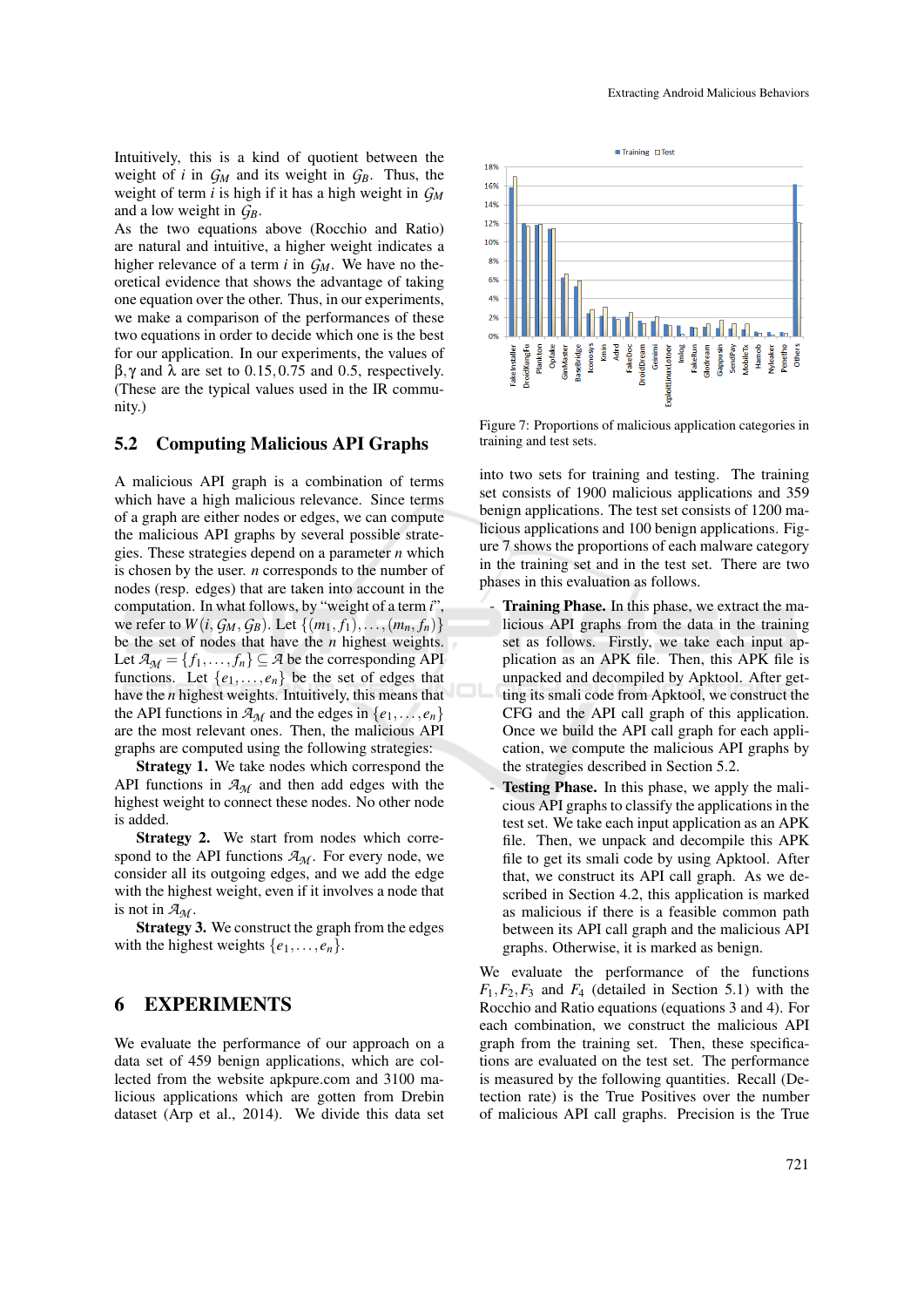Intuitively, this is a kind of quotient between the weight of $i$ in $\mathcal{G}_M$ and its weight in $\mathcal{G}_B$. Thus, the weight of term $i$ is high if it has a high weight in $\mathcal{G}_M$ and a low weight in $\mathcal{G}_B$.

As the two equations above (Rocchio and Ratio) are natural and intuitive, a higher weight indicates a higher relevance of a term $i$ in $\mathcal{G}_M$. We have no theoretical evidence that shows the advantage of taking one equation over the other. Thus, in our experiments, we make a comparison of the performances of these two equations in order to decide which one is the best for our application. In our experiments, the values of $\beta, \gamma$ and $\lambda$ are set to 0.15, 0.75 and 0.5, respectively. (These are the typical values used in the IR community.)

## 5.2 Computing Malicious API Graphs

A malicious API graph is a combination of terms which have a high malicious relevance. Since terms of a graph are either nodes or edges, we can compute the malicious API graphs by several possible strategies. These strategies depend on a parameter $n$ which is chosen by the user. $n$ corresponds to the number of nodes (resp. edges) that are taken into account in the computation. In what follows, by "weight of a term $i$", we refer to $W(i, \mathcal{G}_M, \mathcal{G}_B)$. Let $\{(m_1, f_1), \ldots, (m_n, f_n)\}$ be the set of nodes that have the $n$ highest weights. Let $\mathcal{A}_\mathcal{M} = \{f_1, \ldots, f_n\} \subseteq \mathcal{A}$ be the corresponding API functions. Let $\{e_1, \ldots, e_n\}$ be the set of edges that have the $n$ highest weights. Intuitively, this means that the API functions in $\mathcal{A}_\mathcal{M}$ and the edges in $\{e_1, \ldots, e_n\}$ are the most relevant ones. Then, the malicious API graphs are computed using the following strategies:

**Strategy 1.** We take nodes which correspond the API functions in $\mathcal{A}_\mathcal{M}$ and then add edges with the highest weight to connect these nodes. No other node is added.

**Strategy 2.** We start from nodes which correspond to the API functions $\mathcal{A}_\mathcal{M}$. For every node, we consider all its outgoing edges, and we add the edge with the highest weight, even if it involves a node that is not in $\mathcal{A}_\mathcal{M}$.

**Strategy 3.** We construct the graph from the edges with the highest weights $\{e_1, \ldots, e_n\}$.

# 6 EXPERIMENTS

We evaluate the performance of our approach on a data set of 459 benign applications, which are collected from the website apkpure.com and 3100 malicious applications which are gotten from Drebin dataset (Arp et al., 2014). We divide this data set into two sets for training and testing. The training set consists of 1900 malicious applications and 359 benign applications. The test set consists of 1200 malicious applications and 100 benign applications. Figure 7 shows the proportions of each malware category in the training set and in the test set. There are two phases in this evaluation as follows.

Figure 7: Proportions of malicious application categories in training and test sets.

- **Training Phase.** In this phase, we extract the malicious API graphs from the data in the training set as follows. Firstly, we take each input application as an APK file. Then, this APK file is unpacked and decompiled by Apktool. After getting its smali code from Apktool, we construct the CFG and the API call graph of this application. Once we build the API call graph for each application, we compute the malicious API graphs by the strategies described in Section 5.2.
- **Testing Phase.** In this phase, we apply the malicious API graphs to classify the applications in the test set. We take each input application as an APK file. Then, we unpack and decompile this APK file to get its smali code by using Apktool. After that, we construct its API call graph. As we described in Section 4.2, this application is marked as malicious if there is a feasible common path between its API call graph and the malicious API graphs. Otherwise, it is marked as benign.

We evaluate the performance of the functions $F_1, F_2, F_3$ and $F_4$ (detailed in Section 5.1) with the Rocchio and Ratio equations (equations 3 and 4). For each combination, we construct the malicious API graph from the training set. Then, these specifications are evaluated on the test set. The performance is measured by the following quantities. Recall (Detection rate) is the True Positives over the number of malicious API call graphs. Precision is the True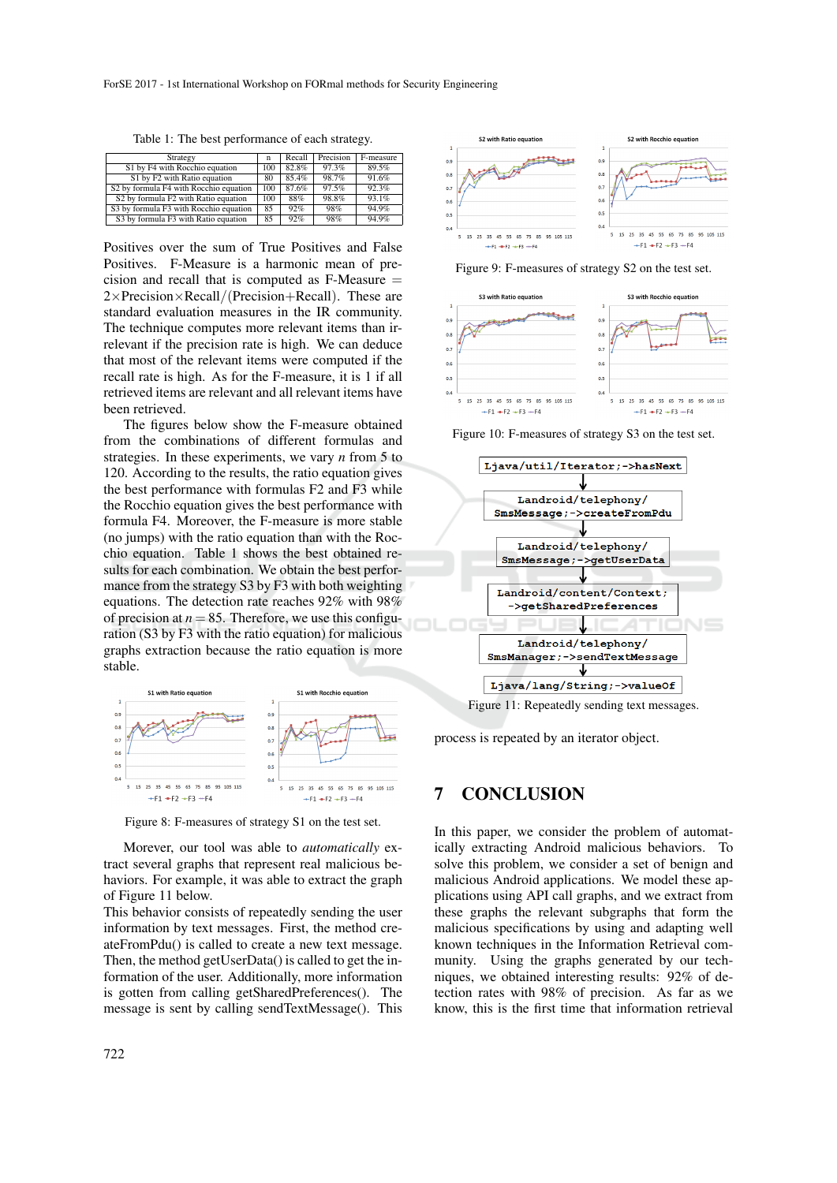Table 1: The best performance of each strategy.

| Strategy | n | Recall | Precision | F-measure |
|---|---|---|---|---|
| S1 by F4 with Rocchio equation | 100 | 82.8% | 97.3% | 89.5% |
| S1 by F2 with Ratio equation | 80 | 85.4% | 98.7% | 91.6% |
| S2 by formula F4 with Rocchio equation | 100 | 87.6% | 97.5% | 92.3% |
| S2 by formula F2 with Ratio equation | 100 | 88% | 98.8% | 93.1% |
| S3 by formula F3 with Rocchio equation | 85 | 92% | 98% | 94.9% |
| S3 by formula F3 with Ratio equation | 85 | 92% | 98% | 94.9% |

Positives over the sum of True Positives and False Positives. F-Measure is a harmonic mean of precision and recall that is computed as F-Measure $= 2 \times \text{Precision} \times \text{Recall} / (\text{Precision} + \text{Recall})$. These are standard evaluation measures in the IR community. The technique computes more relevant items than irrelevant if the precision rate is high. We can deduce that most of the relevant items were computed if the recall rate is high. As for the F-measure, it is 1 if all retrieved items are relevant and all relevant items have been retrieved.

The figures below show the F-measure obtained from the combinations of different formulas and strategies. In these experiments, we vary $n$ from 5 to 120. According to the results, the ratio equation gives the best performance with formulas F2 and F3 while the Rocchio equation gives the best performance with formula F4. Moreover, the F-measure is more stable (no jumps) with the ratio equation than with the Rocchio equation. Table 1 shows the best obtained results for each combination. We obtain the best performance from the strategy S3 by F3 with both weighting equations. The detection rate reaches 92% with 98% of precision at $n = 85$. Therefore, we use this configuration (S3 by F3 with the ratio equation) for malicious graphs extraction because the ratio equation is more stable.

Figure 8: F-measures of strategy S1 on the test set.

Morever, our tool was able to *automatically* extract several graphs that represent real malicious behaviors. For example, it was able to extract the graph of Figure 11 below.

This behavior consists of repeatedly sending the user information by text messages. First, the method createFromPdu() is called to create a new text message. Then, the method getUserData() is called to get the information of the user. Additionally, more information is gotten from calling getSharedPreferences(). The message is sent by calling sendTextMessage(). This process is repeated by an iterator object.

Figure 9: F-measures of strategy S2 on the test set.

Figure 10: F-measures of strategy S3 on the test set.

```
Ljava/util/Iterator;->hasNext
        ↓
Landroid/telephony/SmsMessage;->createFromPdu
        ↓
Landroid/telephony/SmsMessage;->getUserData
        ↓
Landroid/content/Context;->getSharedPreferences
        ↓
Landroid/telephony/SmsManager;->sendTextMessage
        ↓
Ljava/lang/String;->valueOf
```

Figure 11: Repeatedly sending text messages.

## 7 CONCLUSION

In this paper, we consider the problem of automatically extracting Android malicious behaviors. To solve this problem, we consider a set of benign and malicious Android applications. We model these applications using API call graphs, and we extract from these graphs the relevant subgraphs that form the malicious specifications by using and adapting well known techniques in the Information Retrieval community. Using the graphs generated by our techniques, we obtained interesting results: 92% of detection rates with 98% of precision. As far as we know, this is the first time that information retrieval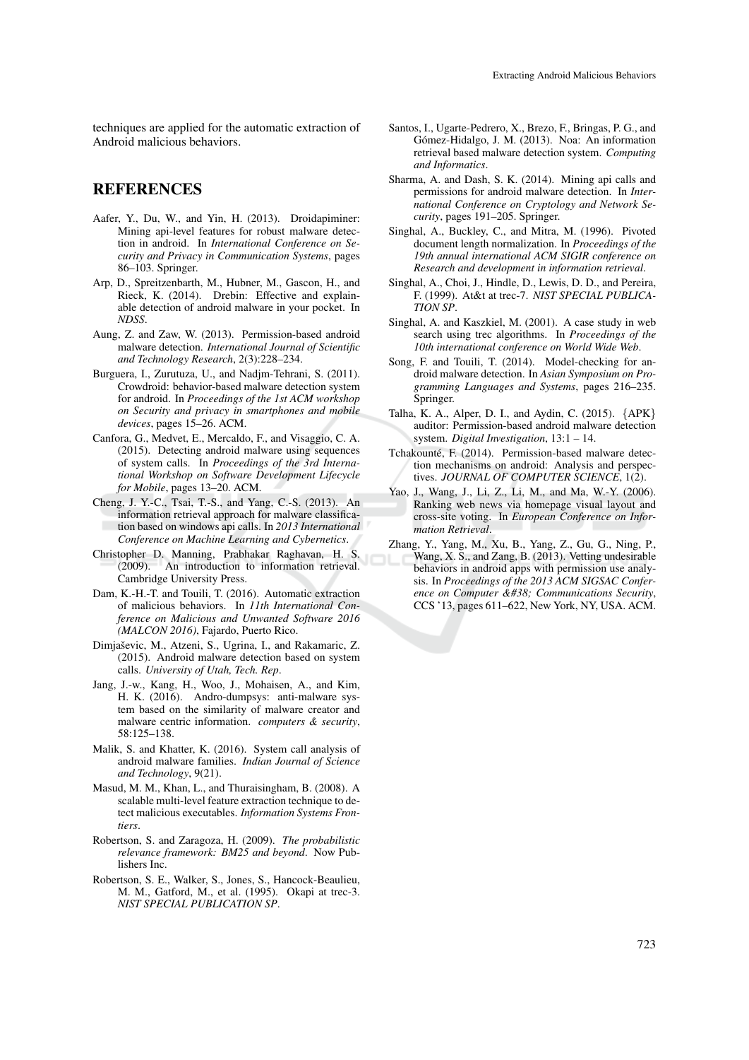techniques are applied for the automatic extraction of Android malicious behaviors.

## REFERENCES

Aafer, Y., Du, W., and Yin, H. (2013). Droidapiminer: Mining api-level features for robust malware detection in android. In *International Conference on Security and Privacy in Communication Systems*, pages 86–103. Springer.

Arp, D., Spreitzenbarth, M., Hubner, M., Gascon, H., and Rieck, K. (2014). Drebin: Effective and explainable detection of android malware in your pocket. In *NDSS*.

Aung, Z. and Zaw, W. (2013). Permission-based android malware detection. *International Journal of Scientific and Technology Research*, 2(3):228–234.

Burguera, I., Zurutuza, U., and Nadjm-Tehrani, S. (2011). Crowdroid: behavior-based malware detection system for android. In *Proceedings of the 1st ACM workshop on Security and privacy in smartphones and mobile devices*, pages 15–26. ACM.

Canfora, G., Medvet, E., Mercaldo, F., and Visaggio, C. A. (2015). Detecting android malware using sequences of system calls. In *Proceedings of the 3rd International Workshop on Software Development Lifecycle for Mobile*, pages 13–20. ACM.

Cheng, J. Y.-C., Tsai, T.-S., and Yang, C.-S. (2013). An information retrieval approach for malware classification based on windows api calls. In *2013 International Conference on Machine Learning and Cybernetics*.

Christopher D. Manning, Prabhakar Raghavan, H. S. (2009). An introduction to information retrieval. Cambridge University Press.

Dam, K.-H.-T. and Touili, T. (2016). Automatic extraction of malicious behaviors. In *11th International Conference on Malicious and Unwanted Software 2016 (MALCON 2016)*, Fajardo, Puerto Rico.

Dimjaševic, M., Atzeni, S., Ugrina, I., and Rakamaric, Z. (2015). Android malware detection based on system calls. *University of Utah, Tech. Rep*.

Jang, J.-w., Kang, H., Woo, J., Mohaisen, A., and Kim, H. K. (2016). Andro-dumpsys: anti-malware system based on the similarity of malware creator and malware centric information. *computers & security*, 58:125–138.

Malik, S. and Khatter, K. (2016). System call analysis of android malware families. *Indian Journal of Science and Technology*, 9(21).

Masud, M. M., Khan, L., and Thuraisingham, B. (2008). A scalable multi-level feature extraction technique to detect malicious executables. *Information Systems Frontiers*.

Robertson, S. and Zaragoza, H. (2009). *The probabilistic relevance framework: BM25 and beyond*. Now Publishers Inc.

Robertson, S. E., Walker, S., Jones, S., Hancock-Beaulieu, M. M., Gatford, M., et al. (1995). Okapi at trec-3. *NIST SPECIAL PUBLICATION SP*.

Santos, I., Ugarte-Pedrero, X., Brezo, F., Bringas, P. G., and Gómez-Hidalgo, J. M. (2013). Noa: An information retrieval based malware detection system. *Computing and Informatics*.

Sharma, A. and Dash, S. K. (2014). Mining api calls and permissions for android malware detection. In *International Conference on Cryptology and Network Security*, pages 191–205. Springer.

Singhal, A., Buckley, C., and Mitra, M. (1996). Pivoted document length normalization. In *Proceedings of the 19th annual international ACM SIGIR conference on Research and development in information retrieval*.

Singhal, A., Choi, J., Hindle, D., Lewis, D. D., and Pereira, F. (1999). At&t at trec-7. *NIST SPECIAL PUBLICATION SP*.

Singhal, A. and Kaszkiel, M. (2001). A case study in web search using trec algorithms. In *Proceedings of the 10th international conference on World Wide Web*.

Song, F. and Touili, T. (2014). Model-checking for android malware detection. In *Asian Symposium on Programming Languages and Systems*, pages 216–235. Springer.

Talha, K. A., Alper, D. I., and Aydin, C. (2015). {APK} auditor: Permission-based android malware detection system. *Digital Investigation*, 13:1 – 14.

Tchakounté, F. (2014). Permission-based malware detection mechanisms on android: Analysis and perspectives. *JOURNAL OF COMPUTER SCIENCE*, 1(2).

Yao, J., Wang, J., Li, Z., Li, M., and Ma, W.-Y. (2006). Ranking web news via homepage visual layout and cross-site voting. In *European Conference on Information Retrieval*.

Zhang, Y., Yang, M., Xu, B., Yang, Z., Gu, G., Ning, P., Wang, X. S., and Zang, B. (2013). Vetting undesirable behaviors in android apps with permission use analysis. In *Proceedings of the 2013 ACM SIGSAC Conference on Computer &#38; Communications Security*, CCS '13, pages 611–622, New York, NY, USA. ACM.